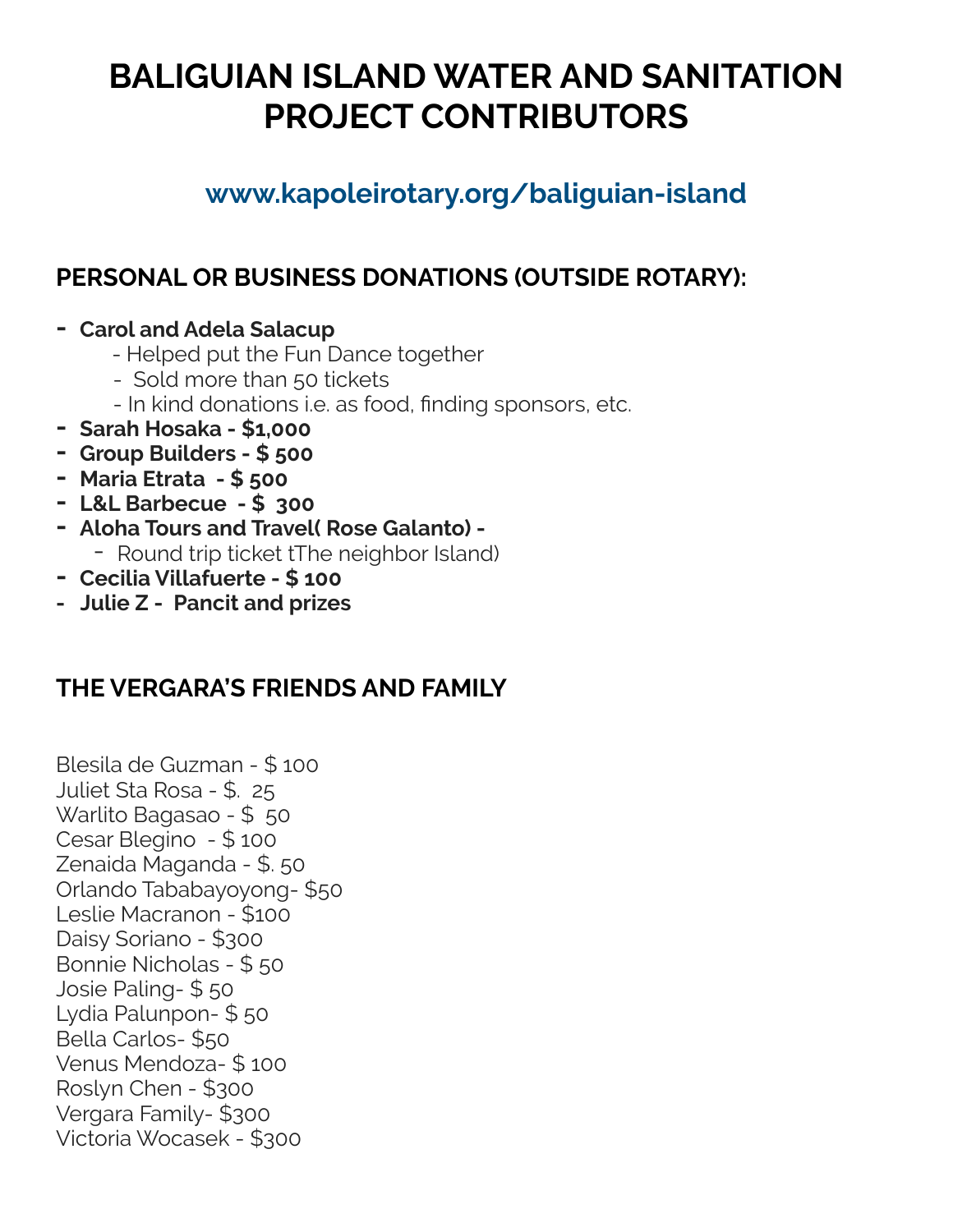# BALIGUIAN ISLAND WATER AND SANITATION PROJECT CONTRIBUTORS

## www.kapoleirotary.org/baliguian-island

### PERSONAL OR BUSINESS DONATIONS (OUTSIDE ROTARY):

- **Carol and Adela Salacup**
  - Helped put the Fun Dance together
  - Sold more than 50 tickets
  - In kind donations i.e. as food, finding sponsors, etc.
- **Sarah Hosaka - $1,000**
- **Group Builders - $ 500**
- **Maria Etrata - $ 500**
- **L&L Barbecue - $ 300**
- **Aloha Tours and Travel( Rose Galanto) -**
  - Round trip ticket tThe neighbor Island)
- **Cecilia Villafuerte - $ 100**
- **Julie Z - Pancit and prizes**

### THE VERGARA'S FRIENDS AND FAMILY

Blesila de Guzman - $ 100
Juliet Sta Rosa - $. 25
Warlito Bagasao - $ 50
Cesar Blegino - $ 100
Zenaida Maganda - $. 50
Orlando Tababayoyong- $50
Leslie Macranon - $100
Daisy Soriano - $300
Bonnie Nicholas - $ 50
Josie Paling- $ 50
Lydia Palunpon- $ 50
Bella Carlos- $50
Venus Mendoza- $ 100
Roslyn Chen - $300
Vergara Family- $300
Victoria Wocasek - $300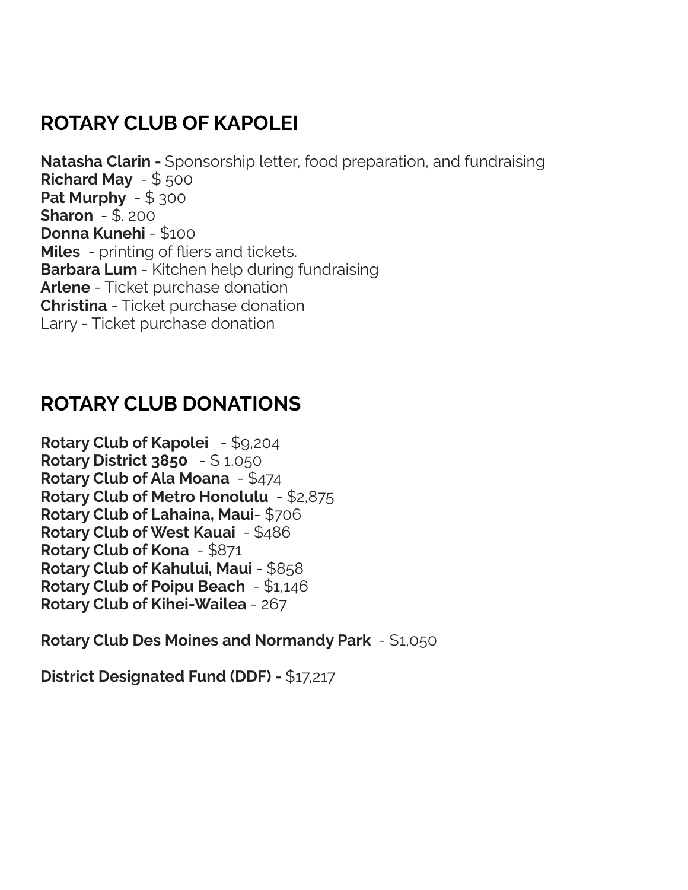## ROTARY CLUB OF KAPOLEI

**Natasha Clarin -** Sponsorship letter, food preparation, and fundraising
**Richard May** - $ 500
**Pat Murphy** - $ 300
**Sharon** - $. 200
**Donna Kunehi** - $100
**Miles** - printing of fliers and tickets.
**Barbara Lum** - Kitchen help during fundraising
**Arlene** - Ticket purchase donation
**Christina** - Ticket purchase donation
Larry - Ticket purchase donation

## ROTARY CLUB DONATIONS

**Rotary Club of Kapolei** - $9,204
**Rotary District 3850** - $ 1,050
**Rotary Club of Ala Moana** - $474
**Rotary Club of Metro Honolulu** - $2,875
**Rotary Club of Lahaina, Maui**- $706
**Rotary Club of West Kauai** - $486
**Rotary Club of Kona** - $871
**Rotary Club of Kahului, Maui** - $858
**Rotary Club of Poipu Beach** - $1,146
**Rotary Club of Kihei-Wailea** - 267

**Rotary Club Des Moines and Normandy Park** - $1,050

**District Designated Fund (DDF) -** $17,217